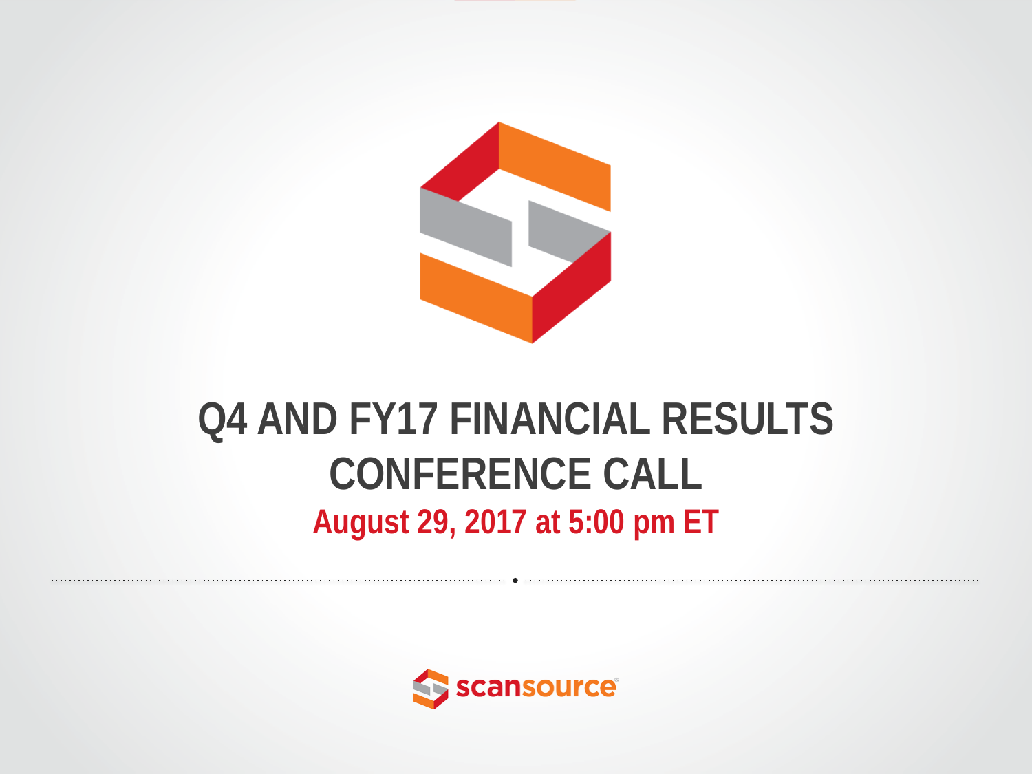# Q4 AND FY17 FINANCIAL RESULTS CONFERENCE CALL

**August 29, 2017 at 5:00 pm ET**

scansource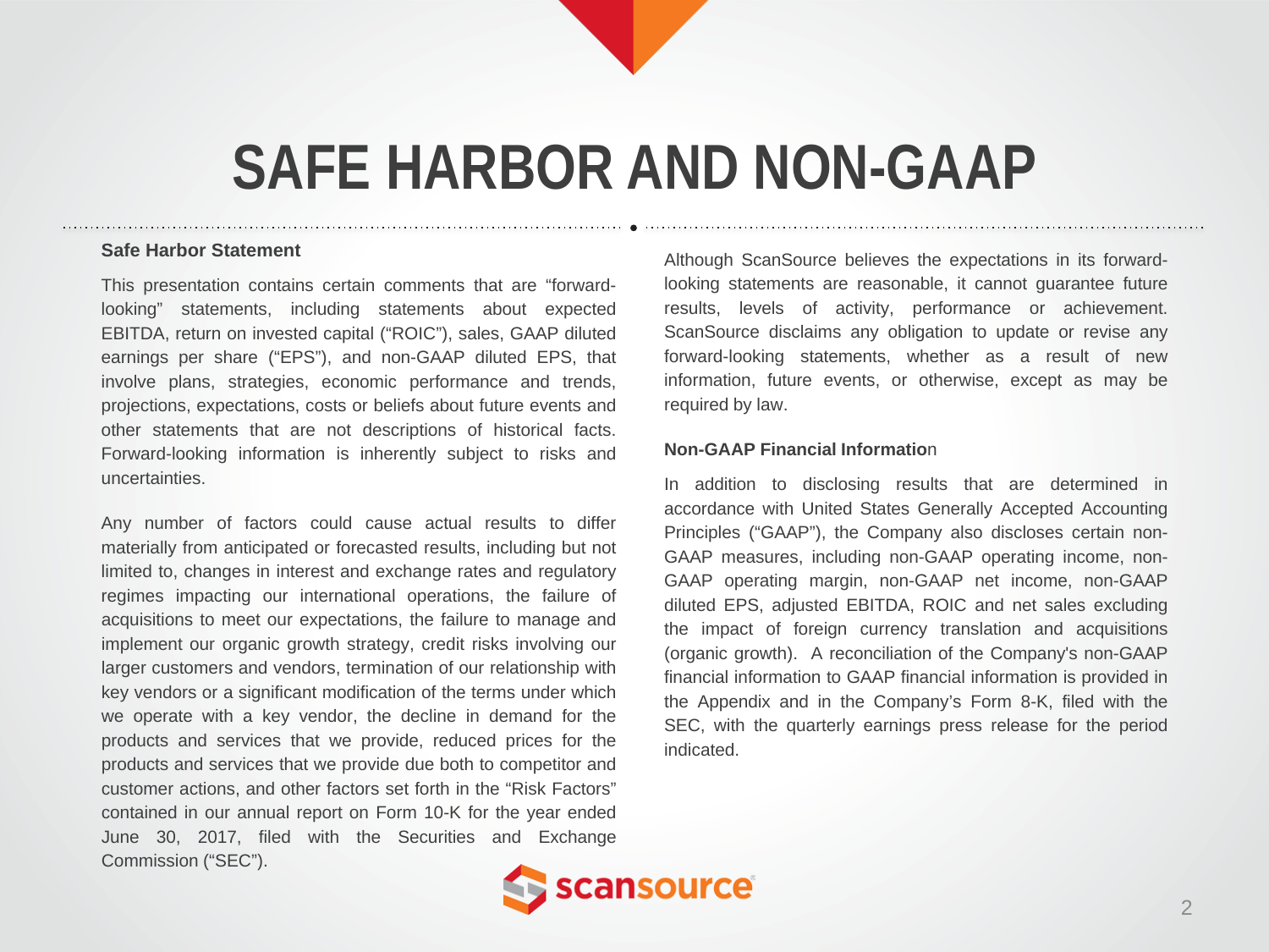# SAFE HARBOR AND NON-GAAP

**Safe Harbor Statement**

This presentation contains certain comments that are "forward-looking" statements, including statements about expected EBITDA, return on invested capital ("ROIC"), sales, GAAP diluted earnings per share ("EPS"), and non-GAAP diluted EPS, that involve plans, strategies, economic performance and trends, projections, expectations, costs or beliefs about future events and other statements that are not descriptions of historical facts. Forward-looking information is inherently subject to risks and uncertainties.

Any number of factors could cause actual results to differ materially from anticipated or forecasted results, including but not limited to, changes in interest and exchange rates and regulatory regimes impacting our international operations, the failure of acquisitions to meet our expectations, the failure to manage and implement our organic growth strategy, credit risks involving our larger customers and vendors, termination of our relationship with key vendors or a significant modification of the terms under which we operate with a key vendor, the decline in demand for the products and services that we provide, reduced prices for the products and services that we provide due both to competitor and customer actions, and other factors set forth in the "Risk Factors" contained in our annual report on Form 10-K for the year ended June 30, 2017, filed with the Securities and Exchange Commission ("SEC").

Although ScanSource believes the expectations in its forward-looking statements are reasonable, it cannot guarantee future results, levels of activity, performance or achievement. ScanSource disclaims any obligation to update or revise any forward-looking statements, whether as a result of new information, future events, or otherwise, except as may be required by law.

**Non-GAAP Financial Information**

In addition to disclosing results that are determined in accordance with United States Generally Accepted Accounting Principles ("GAAP"), the Company also discloses certain non-GAAP measures, including non-GAAP operating income, non-GAAP operating margin, non-GAAP net income, non-GAAP diluted EPS, adjusted EBITDA, ROIC and net sales excluding the impact of foreign currency translation and acquisitions (organic growth). A reconciliation of the Company's non-GAAP financial information to GAAP financial information is provided in the Appendix and in the Company's Form 8-K, filed with the SEC, with the quarterly earnings press release for the period indicated.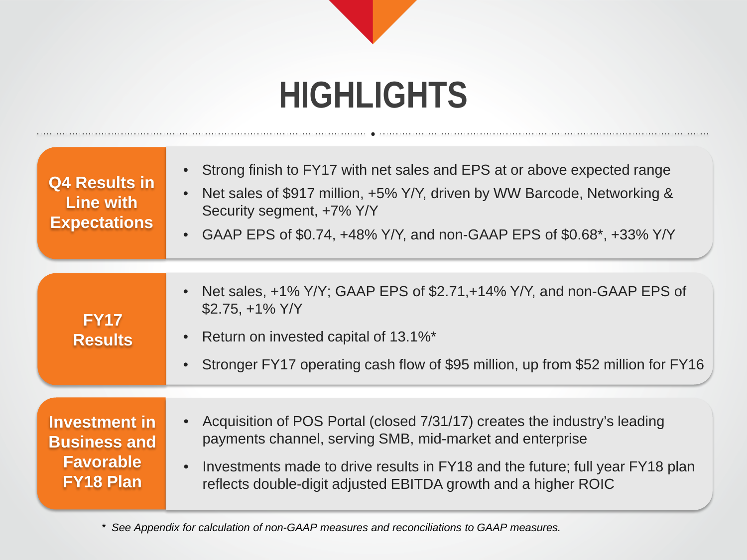# HIGHLIGHTS

## Q4 Results in Line with Expectations

- Strong finish to FY17 with net sales and EPS at or above expected range
- Net sales of $917 million, +5% Y/Y, driven by WW Barcode, Networking & Security segment, +7% Y/Y
- GAAP EPS of $0.74, +48% Y/Y, and non-GAAP EPS of $0.68*, +33% Y/Y

## FY17 Results

- Net sales, +1% Y/Y; GAAP EPS of $2.71,+14% Y/Y, and non-GAAP EPS of $2.75, +1% Y/Y
- Return on invested capital of 13.1%*
- Stronger FY17 operating cash flow of $95 million, up from $52 million for FY16

## Investment in Business and Favorable FY18 Plan

- Acquisition of POS Portal (closed 7/31/17) creates the industry's leading payments channel, serving SMB, mid-market and enterprise
- Investments made to drive results in FY18 and the future; full year FY18 plan reflects double-digit adjusted EBITDA growth and a higher ROIC

*\* See Appendix for calculation of non-GAAP measures and reconciliations to GAAP measures.*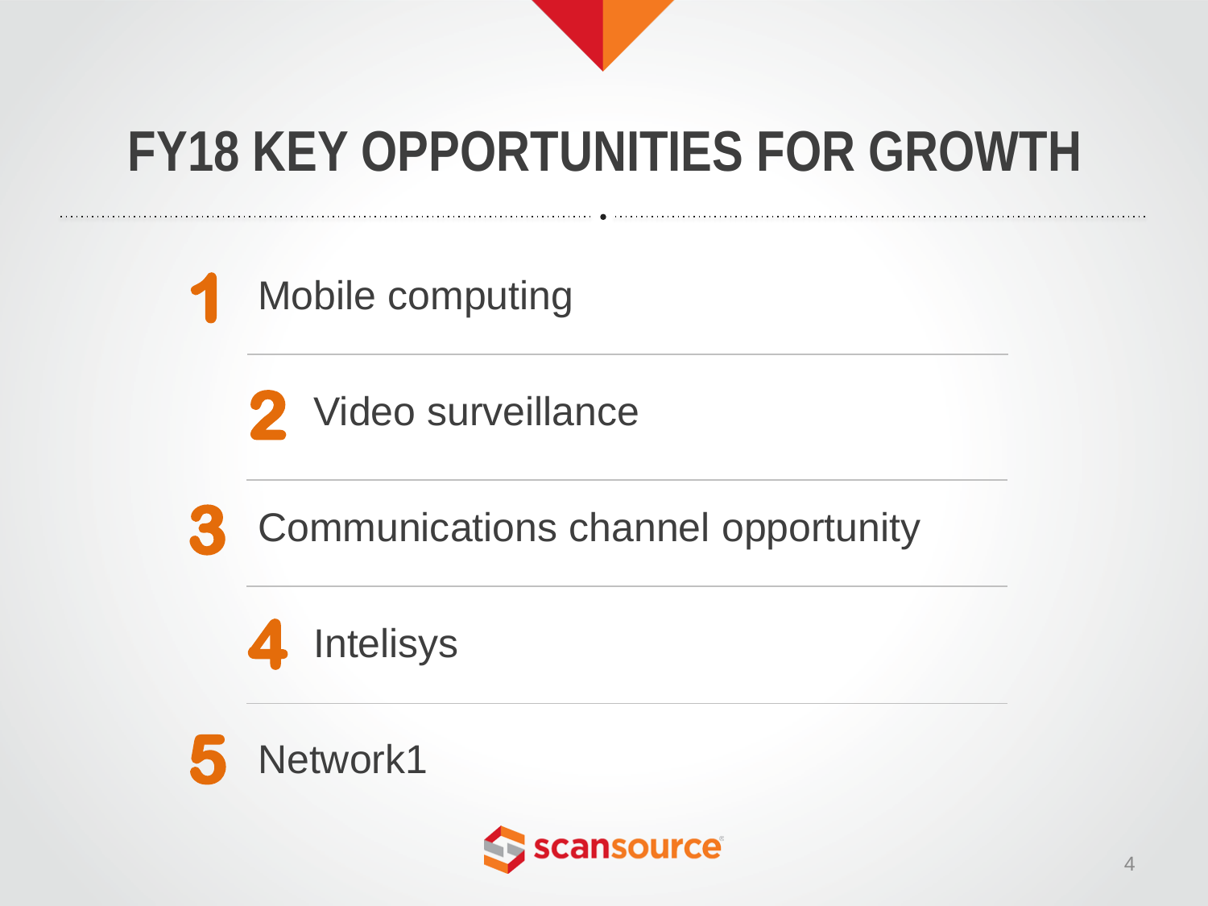# FY18 KEY OPPORTUNITIES FOR GROWTH

1. Mobile computing
2. Video surveillance
3. Communications channel opportunity
4. Intelisys
5. Network1

scansource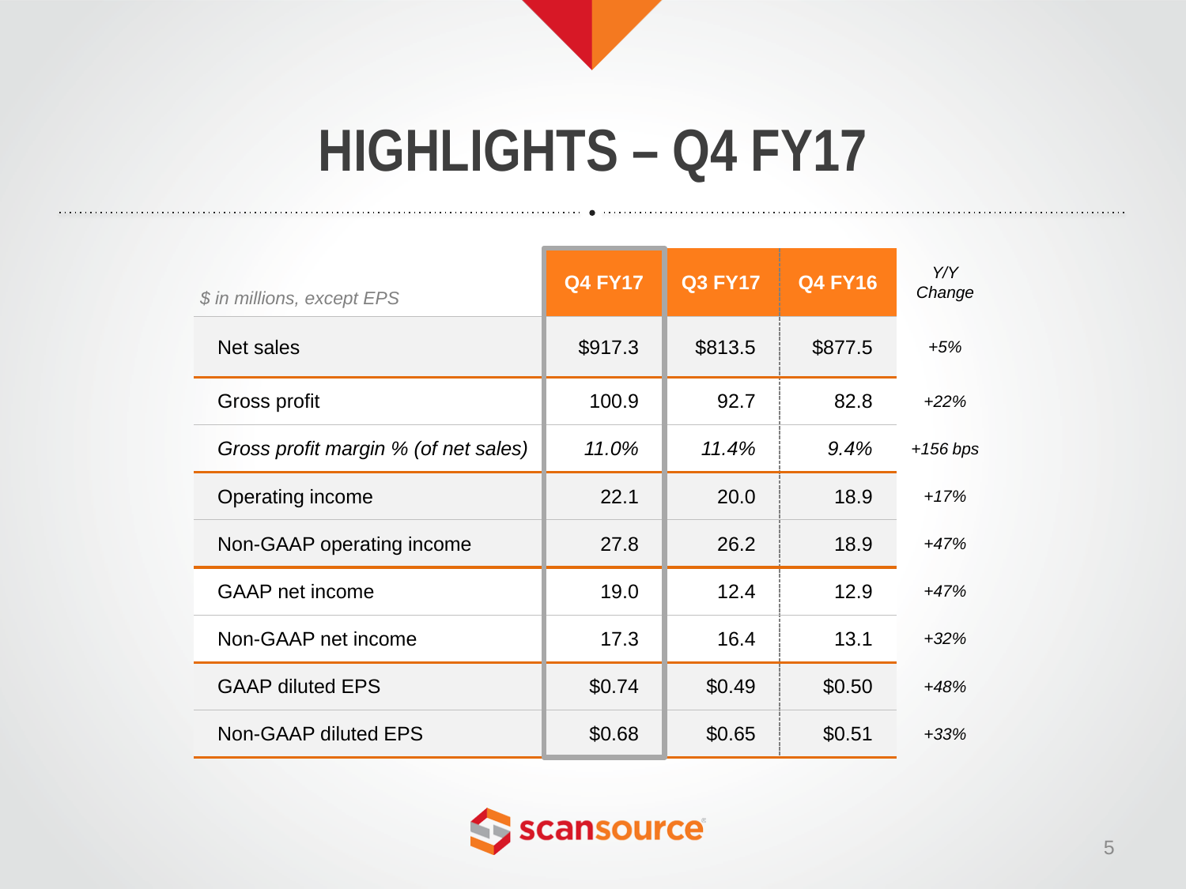# HIGHLIGHTS – Q4 FY17

| *$ in millions, except EPS* | Q4 FY17 | Q3 FY17 | Q4 FY16 | *Y/Y Change* |
|---|---|---|---|---|
| Net sales | $917.3 | $813.5 | $877.5 | *+5%* |
| Gross profit | 100.9 | 92.7 | 82.8 | *+22%* |
| *Gross profit margin % (of net sales)* | *11.0%* | *11.4%* | *9.4%* | *+156 bps* |
| Operating income | 22.1 | 20.0 | 18.9 | *+17%* |
| Non-GAAP operating income | 27.8 | 26.2 | 18.9 | *+47%* |
| GAAP net income | 19.0 | 12.4 | 12.9 | *+47%* |
| Non-GAAP net income | 17.3 | 16.4 | 13.1 | *+32%* |
| GAAP diluted EPS | $0.74 | $0.49 | $0.50 | *+48%* |
| Non-GAAP diluted EPS | $0.68 | $0.65 | $0.51 | *+33%* |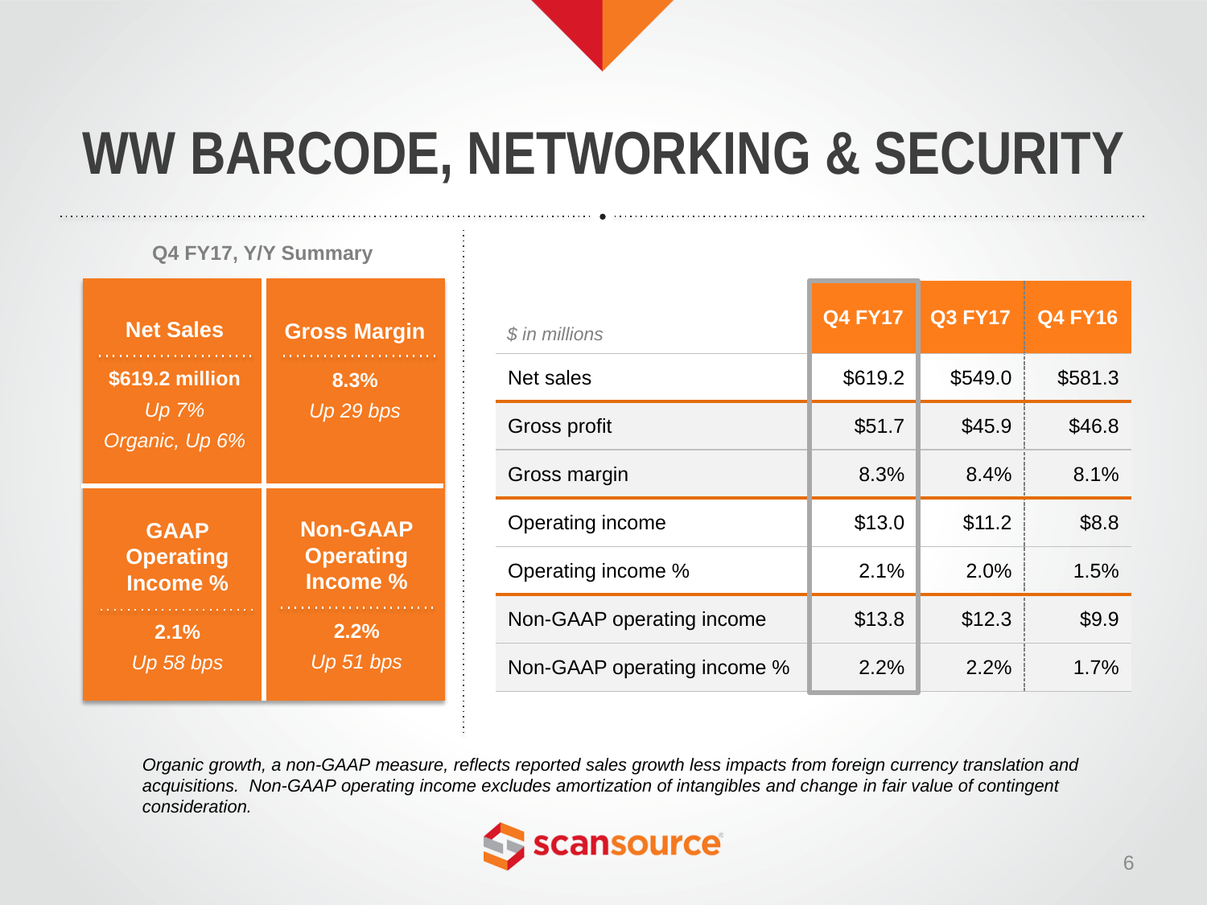# WW BARCODE, NETWORKING & SECURITY

**Q4 FY17, Y/Y Summary**

| Net Sales | Gross Margin |
|---|---|
| **$619.2 million**<br>*Up 7%*<br>*Organic, Up 6%* | **8.3%**<br>*Up 29 bps* |
| **GAAP Operating Income %** | **Non-GAAP Operating Income %** |
| **2.1%**<br>*Up 58 bps* | **2.2%**<br>*Up 51 bps* |

| *$ in millions* | Q4 FY17 | Q3 FY17 | Q4 FY16 |
|---|---|---|---|
| Net sales | $619.2 | $549.0 | $581.3 |
| Gross profit | $51.7 | $45.9 | $46.8 |
| Gross margin | 8.3% | 8.4% | 8.1% |
| Operating income | $13.0 | $11.2 | $8.8 |
| Operating income % | 2.1% | 2.0% | 1.5% |
| Non-GAAP operating income | $13.8 | $12.3 | $9.9 |
| Non-GAAP operating income % | 2.2% | 2.2% | 1.7% |

*Organic growth, a non-GAAP measure, reflects reported sales growth less impacts from foreign currency translation and acquisitions. Non-GAAP operating income excludes amortization of intangibles and change in fair value of contingent consideration.*

scansource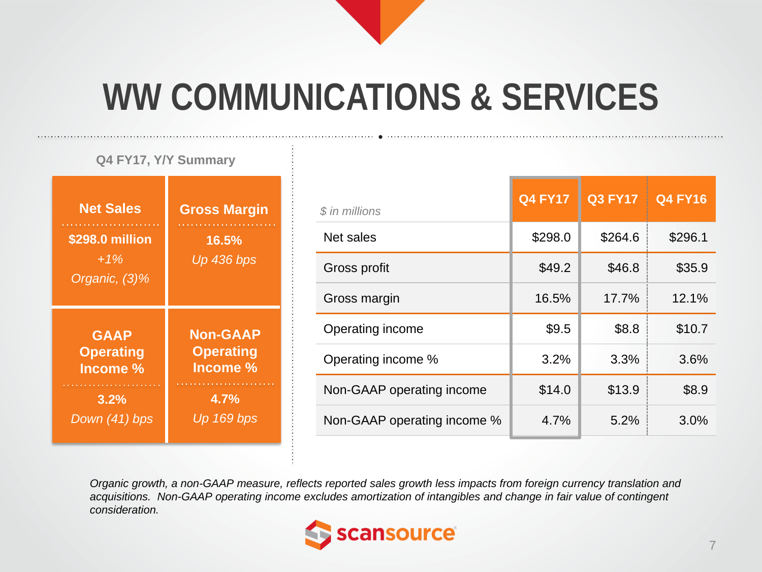# WW COMMUNICATIONS & SERVICES

**Q4 FY17, Y/Y Summary**

| Net Sales | Gross Margin |
|---|---|
| **$298.0 million**<br>*+1%*<br>*Organic, (3)%* | **16.5%**<br>*Up 436 bps* |

| GAAP Operating Income % | Non-GAAP Operating Income % |
|---|---|
| **3.2%**<br>*Down (41) bps* | **4.7%**<br>*Up 169 bps* |

| *$ in millions* | Q4 FY17 | Q3 FY17 | Q4 FY16 |
|---|---|---|---|
| Net sales | $298.0 | $264.6 | $296.1 |
| Gross profit | $49.2 | $46.8 | $35.9 |
| Gross margin | 16.5% | 17.7% | 12.1% |
| Operating income | $9.5 | $8.8 | $10.7 |
| Operating income % | 3.2% | 3.3% | 3.6% |
| Non-GAAP operating income | $14.0 | $13.9 | $8.9 |
| Non-GAAP operating income % | 4.7% | 5.2% | 3.0% |

*Organic growth, a non-GAAP measure, reflects reported sales growth less impacts from foreign currency translation and acquisitions. Non-GAAP operating income excludes amortization of intangibles and change in fair value of contingent consideration.*

scansource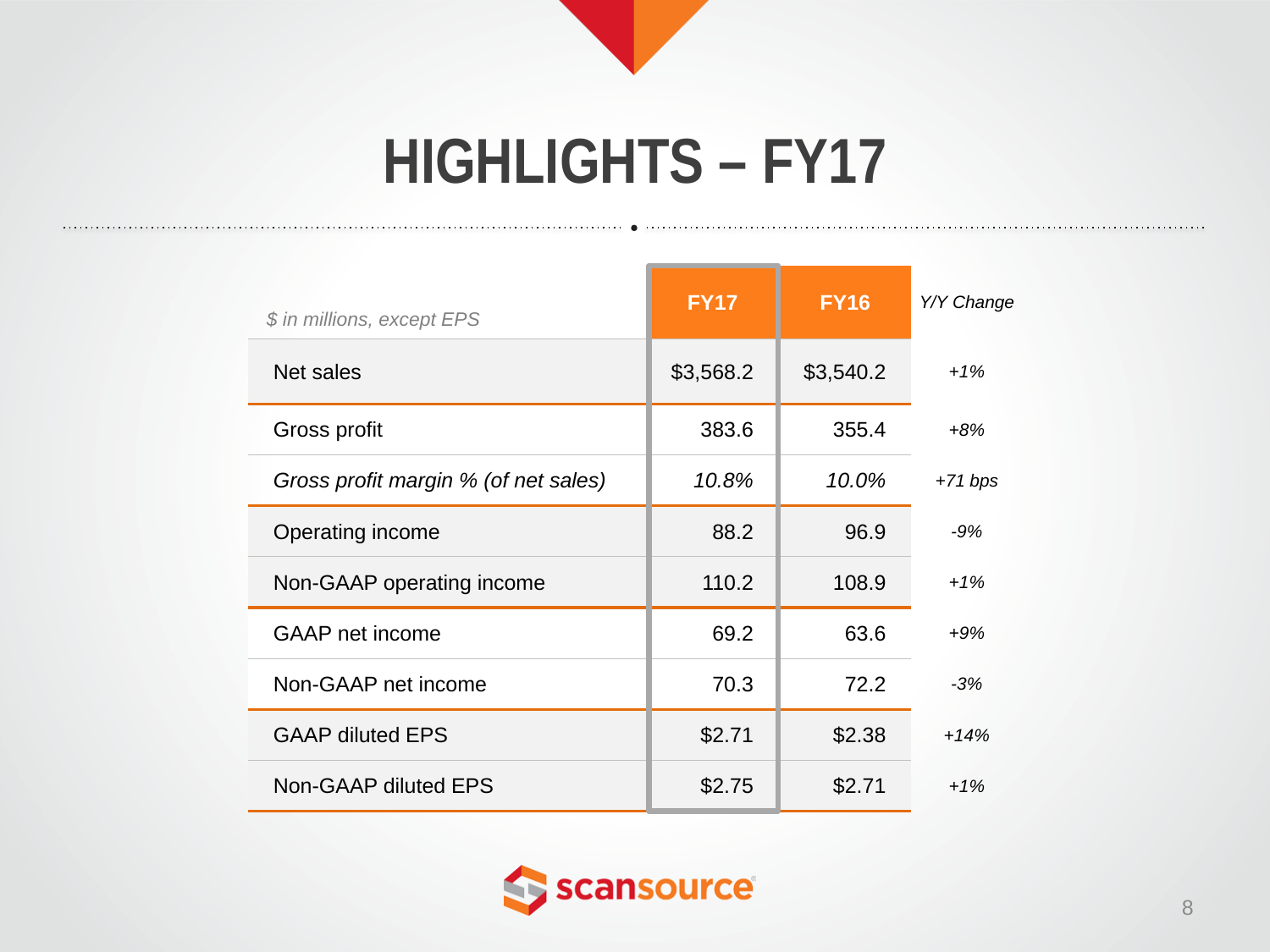# HIGHLIGHTS – FY17

| *$ in millions, except EPS* | FY17 | FY16 | *Y/Y Change* |
|---|---|---|---|
| Net sales | $3,568.2 | $3,540.2 | *+1%* |
| Gross profit | 383.6 | 355.4 | *+8%* |
| *Gross profit margin % (of net sales)* | *10.8%* | *10.0%* | *+71 bps* |
| Operating income | 88.2 | 96.9 | *-9%* |
| Non-GAAP operating income | 110.2 | 108.9 | *+1%* |
| GAAP net income | 69.2 | 63.6 | *+9%* |
| Non-GAAP net income | 70.3 | 72.2 | *-3%* |
| GAAP diluted EPS | $2.71 | $2.38 | *+14%* |
| Non-GAAP diluted EPS | $2.75 | $2.71 | *+1%* |

scansource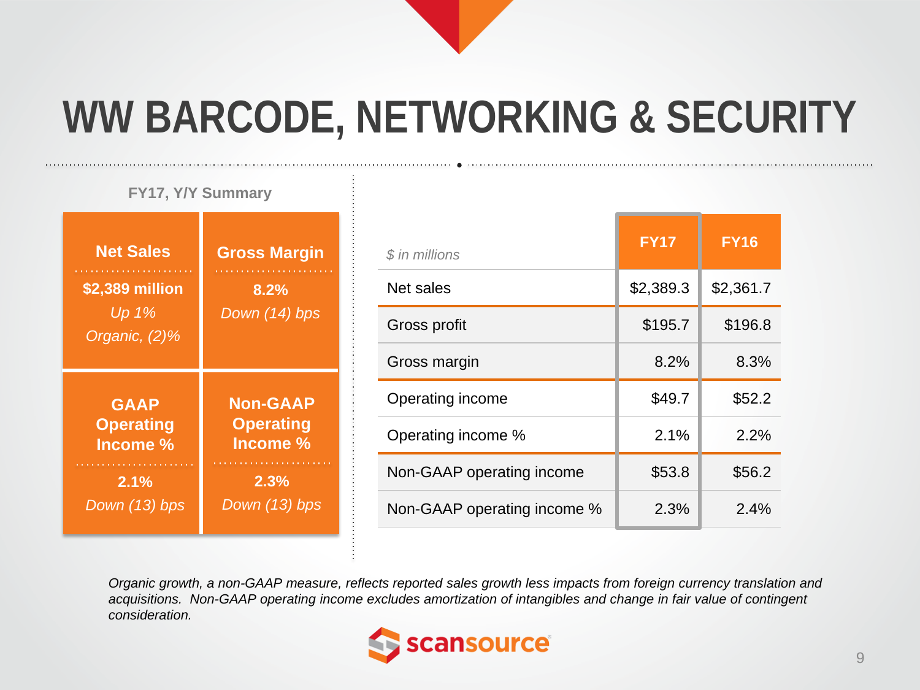# WW BARCODE, NETWORKING & SECURITY

**FY17, Y/Y Summary**

| Net Sales | Gross Margin |
|---|---|
| **$2,389 million**<br>*Up 1%*<br>*Organic, (2)%* | **8.2%**<br>*Down (14) bps* |

| GAAP Operating Income % | Non-GAAP Operating Income % |
|---|---|
| **2.1%**<br>*Down (13) bps* | **2.3%**<br>*Down (13) bps* |

| *$ in millions* | FY17 | FY16 |
|---|---|---|
| Net sales | $2,389.3 | $2,361.7 |
| Gross profit | $195.7 | $196.8 |
| Gross margin | 8.2% | 8.3% |
| Operating income | $49.7 | $52.2 |
| Operating income % | 2.1% | 2.2% |
| Non-GAAP operating income | $53.8 | $56.2 |
| Non-GAAP operating income % | 2.3% | 2.4% |

*Organic growth, a non-GAAP measure, reflects reported sales growth less impacts from foreign currency translation and acquisitions. Non-GAAP operating income excludes amortization of intangibles and change in fair value of contingent consideration.*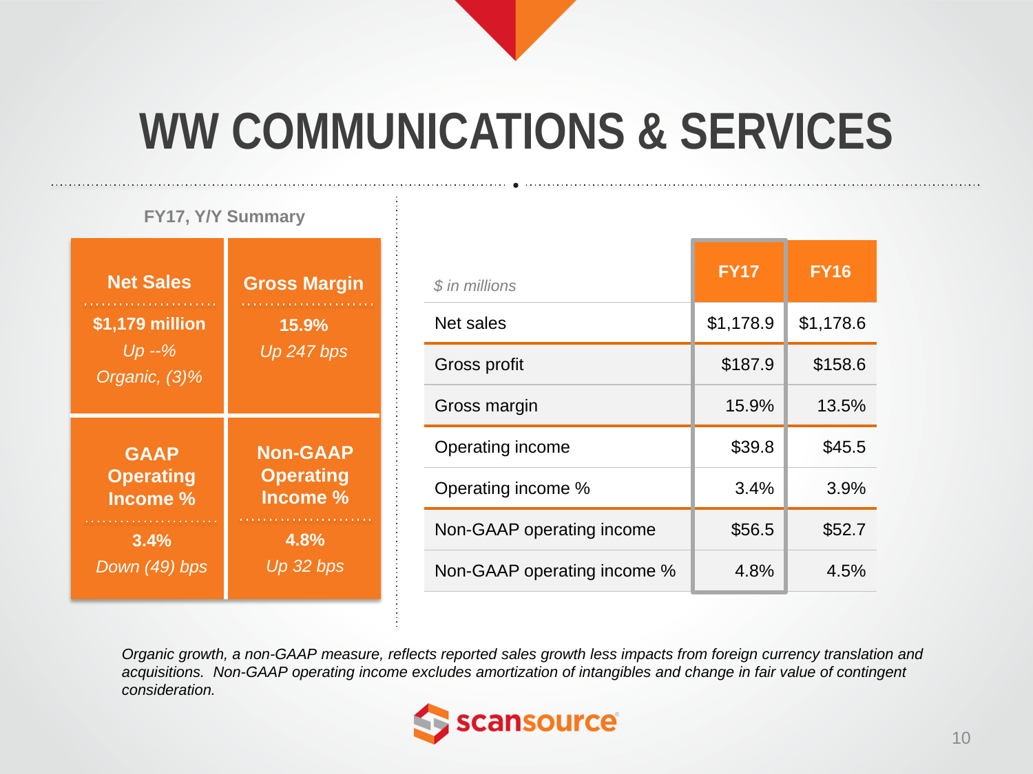# WW COMMUNICATIONS & SERVICES

**FY17, Y/Y Summary**

| **Net Sales** | **Gross Margin** |
|---|---|
| **$1,179 million**<br>*Up --%*<br>*Organic, (3)%* | **15.9%**<br>*Up 247 bps* |
| **GAAP Operating Income %** | **Non-GAAP Operating Income %** |
| **3.4%**<br>*Down (49) bps* | **4.8%**<br>*Up 32 bps* |

| *$ in millions* | FY17 | FY16 |
|---|---|---|
| Net sales | $1,178.9 | $1,178.6 |
| Gross profit | $187.9 | $158.6 |
| Gross margin | 15.9% | 13.5% |
| Operating income | $39.8 | $45.5 |
| Operating income % | 3.4% | 3.9% |
| Non-GAAP operating income | $56.5 | $52.7 |
| Non-GAAP operating income % | 4.8% | 4.5% |

*Organic growth, a non-GAAP measure, reflects reported sales growth less impacts from foreign currency translation and acquisitions. Non-GAAP operating income excludes amortization of intangibles and change in fair value of contingent consideration.*

scansource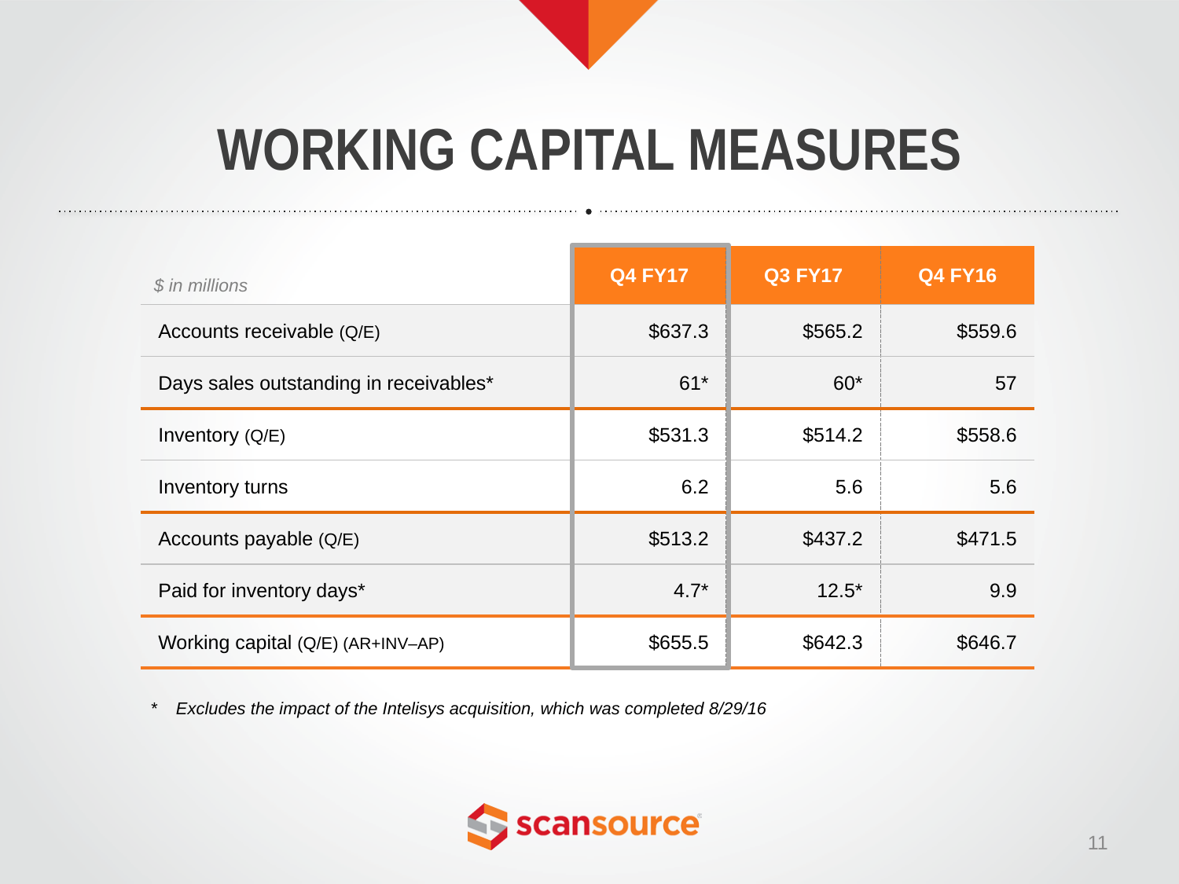# WORKING CAPITAL MEASURES

| *$ in millions* | Q4 FY17 | Q3 FY17 | Q4 FY16 |
|---|---|---|---|
| Accounts receivable (Q/E) | $637.3 | $565.2 | $559.6 |
| Days sales outstanding in receivables* | 61* | 60* | 57 |
| Inventory (Q/E) | $531.3 | $514.2 | $558.6 |
| Inventory turns | 6.2 | 5.6 | 5.6 |
| Accounts payable (Q/E) | $513.2 | $437.2 | $471.5 |
| Paid for inventory days* | 4.7* | 12.5* | 9.9 |
| Working capital (Q/E) (AR+INV–AP) | $655.5 | $642.3 | $646.7 |

\* *Excludes the impact of the Intelisys acquisition, which was completed 8/29/16*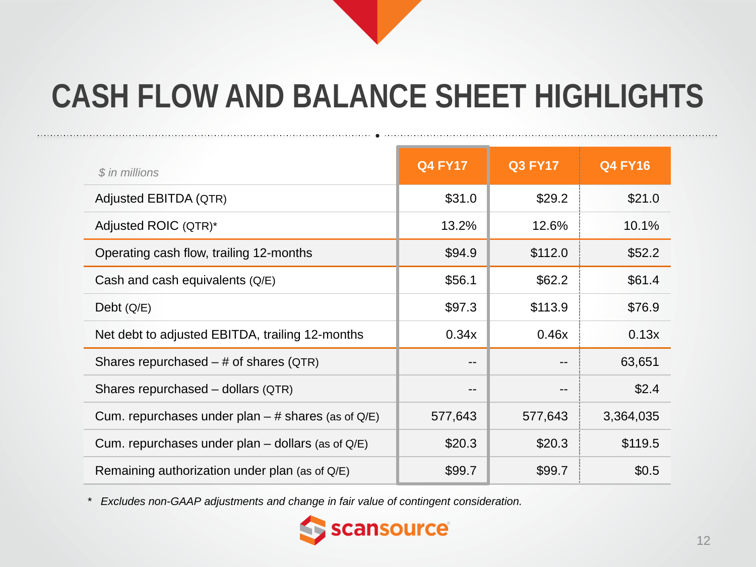# CASH FLOW AND BALANCE SHEET HIGHLIGHTS

| *$ in millions* | Q4 FY17 | Q3 FY17 | Q4 FY16 |
|---|---|---|---|
| Adjusted EBITDA (QTR) | $31.0 | $29.2 | $21.0 |
| Adjusted ROIC (QTR)* | 13.2% | 12.6% | 10.1% |
| Operating cash flow, trailing 12-months | $94.9 | $112.0 | $52.2 |
| Cash and cash equivalents (Q/E) | $56.1 | $62.2 | $61.4 |
| Debt (Q/E) | $97.3 | $113.9 | $76.9 |
| Net debt to adjusted EBITDA, trailing 12-months | 0.34x | 0.46x | 0.13x |
| Shares repurchased – # of shares (QTR) | -- | -- | 63,651 |
| Shares repurchased – dollars (QTR) | -- | -- | $2.4 |
| Cum. repurchases under plan – # shares (as of Q/E) | 577,643 | 577,643 | 3,364,035 |
| Cum. repurchases under plan – dollars (as of Q/E) | $20.3 | $20.3 | $119.5 |
| Remaining authorization under plan (as of Q/E) | $99.7 | $99.7 | $0.5 |

\* *Excludes non-GAAP adjustments and change in fair value of contingent consideration.*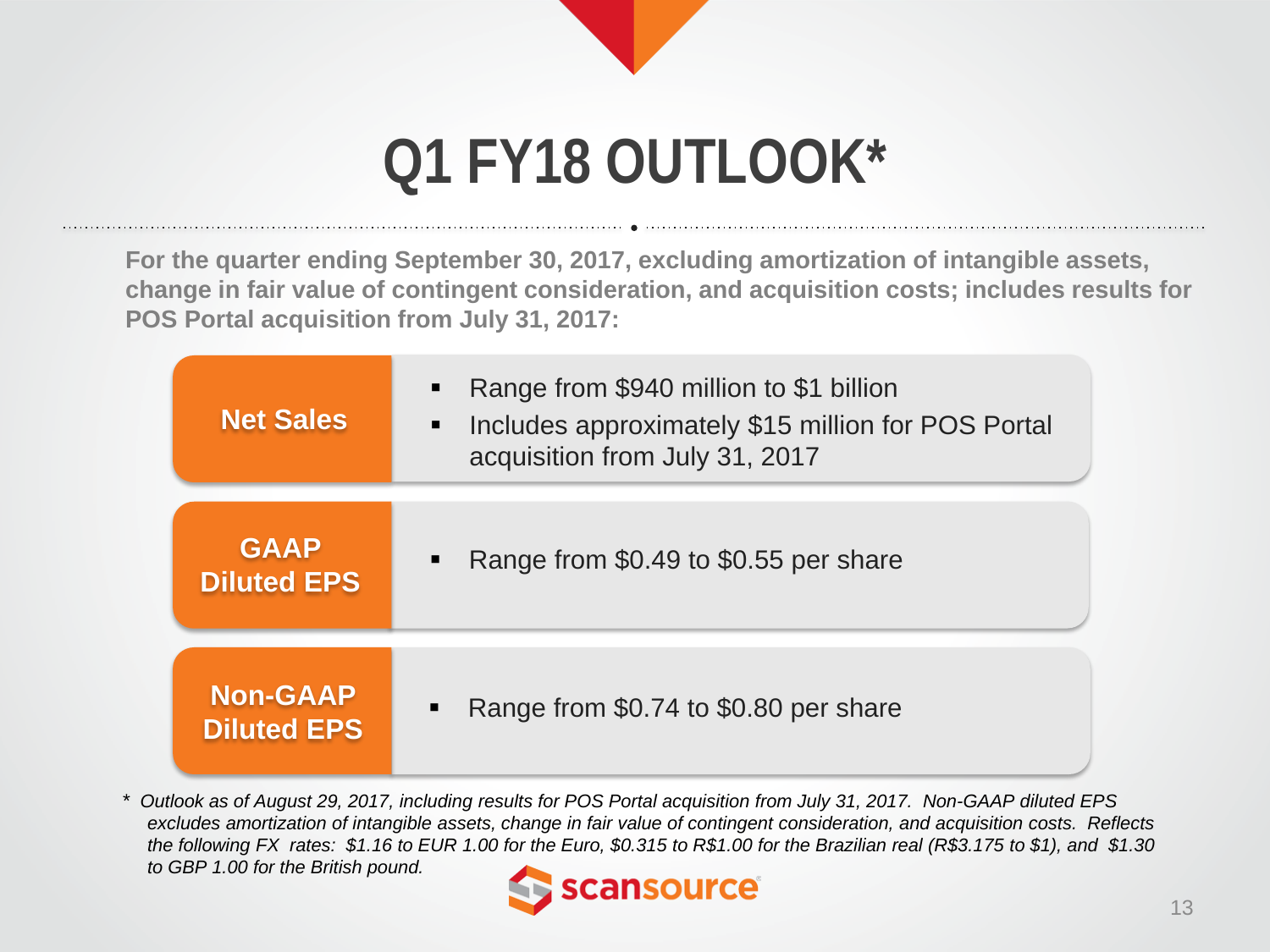# Q1 FY18 OUTLOOK*

**For the quarter ending September 30, 2017, excluding amortization of intangible assets, change in fair value of contingent consideration, and acquisition costs; includes results for POS Portal acquisition from July 31, 2017:**

| | |
|---|---|
| **Net Sales** | ▪ Range from $940 million to $1 billion<br>▪ Includes approximately $15 million for POS Portal acquisition from July 31, 2017 |
| **GAAP Diluted EPS** | ▪ Range from $0.49 to $0.55 per share |
| **Non-GAAP Diluted EPS** | ▪ Range from $0.74 to $0.80 per share |

*\* Outlook as of August 29, 2017, including results for POS Portal acquisition from July 31, 2017. Non-GAAP diluted EPS excludes amortization of intangible assets, change in fair value of contingent consideration, and acquisition costs. Reflects the following FX rates: $1.16 to EUR 1.00 for the Euro, $0.315 to R$1.00 for the Brazilian real (R$3.175 to $1), and $1.30 to GBP 1.00 for the British pound.*

scansource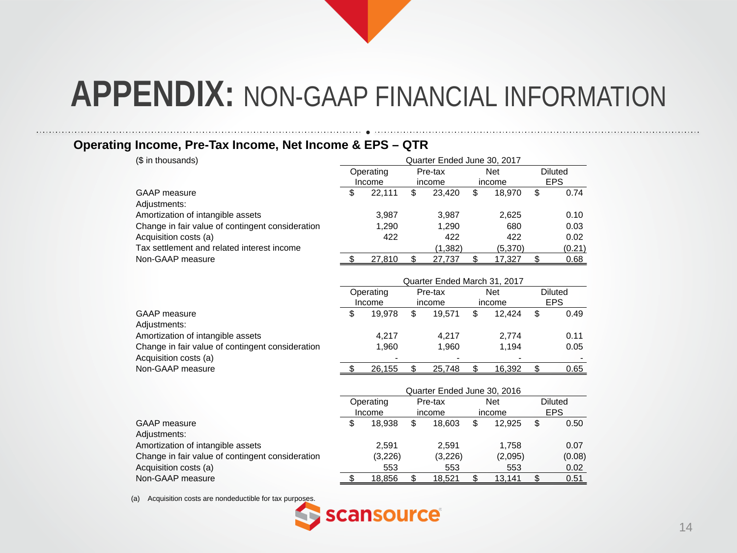# APPENDIX: NON-GAAP FINANCIAL INFORMATION

### Operating Income, Pre-Tax Income, Net Income & EPS – QTR

($ in thousands)

| | Quarter Ended June 30, 2017 | | | |
|---|---|---|---|---|
| | Operating Income | Pre-tax income | Net income | Diluted EPS |
| GAAP measure | $ 22,111 | $ 23,420 | $ 18,970 | $ 0.74 |
| Adjustments: | | | | |
| Amortization of intangible assets | 3,987 | 3,987 | 2,625 | 0.10 |
| Change in fair value of contingent consideration | 1,290 | 1,290 | 680 | 0.03 |
| Acquisition costs (a) | 422 | 422 | 422 | 0.02 |
| Tax settlement and related interest income | | (1,382) | (5,370) | (0.21) |
| Non-GAAP measure | $ 27,810 | $ 27,737 | $ 17,327 | $ 0.68 |

| | Quarter Ended March 31, 2017 | | | |
|---|---|---|---|---|
| | Operating Income | Pre-tax income | Net income | Diluted EPS |
| GAAP measure | $ 19,978 | $ 19,571 | $ 12,424 | $ 0.49 |
| Adjustments: | | | | |
| Amortization of intangible assets | 4,217 | 4,217 | 2,774 | 0.11 |
| Change in fair value of contingent consideration | 1,960 | 1,960 | 1,194 | 0.05 |
| Acquisition costs (a) | - | - | - | - |
| Non-GAAP measure | $ 26,155 | $ 25,748 | $ 16,392 | $ 0.65 |

| | Quarter Ended June 30, 2016 | | | |
|---|---|---|---|---|
| | Operating Income | Pre-tax income | Net income | Diluted EPS |
| GAAP measure | $ 18,938 | $ 18,603 | $ 12,925 | $ 0.50 |
| Adjustments: | | | | |
| Amortization of intangible assets | 2,591 | 2,591 | 1,758 | 0.07 |
| Change in fair value of contingent consideration | (3,226) | (3,226) | (2,095) | (0.08) |
| Acquisition costs (a) | 553 | 553 | 553 | 0.02 |
| Non-GAAP measure | $ 18,856 | $ 18,521 | $ 13,141 | $ 0.51 |

(a) Acquisition costs are nondeductible for tax purposes.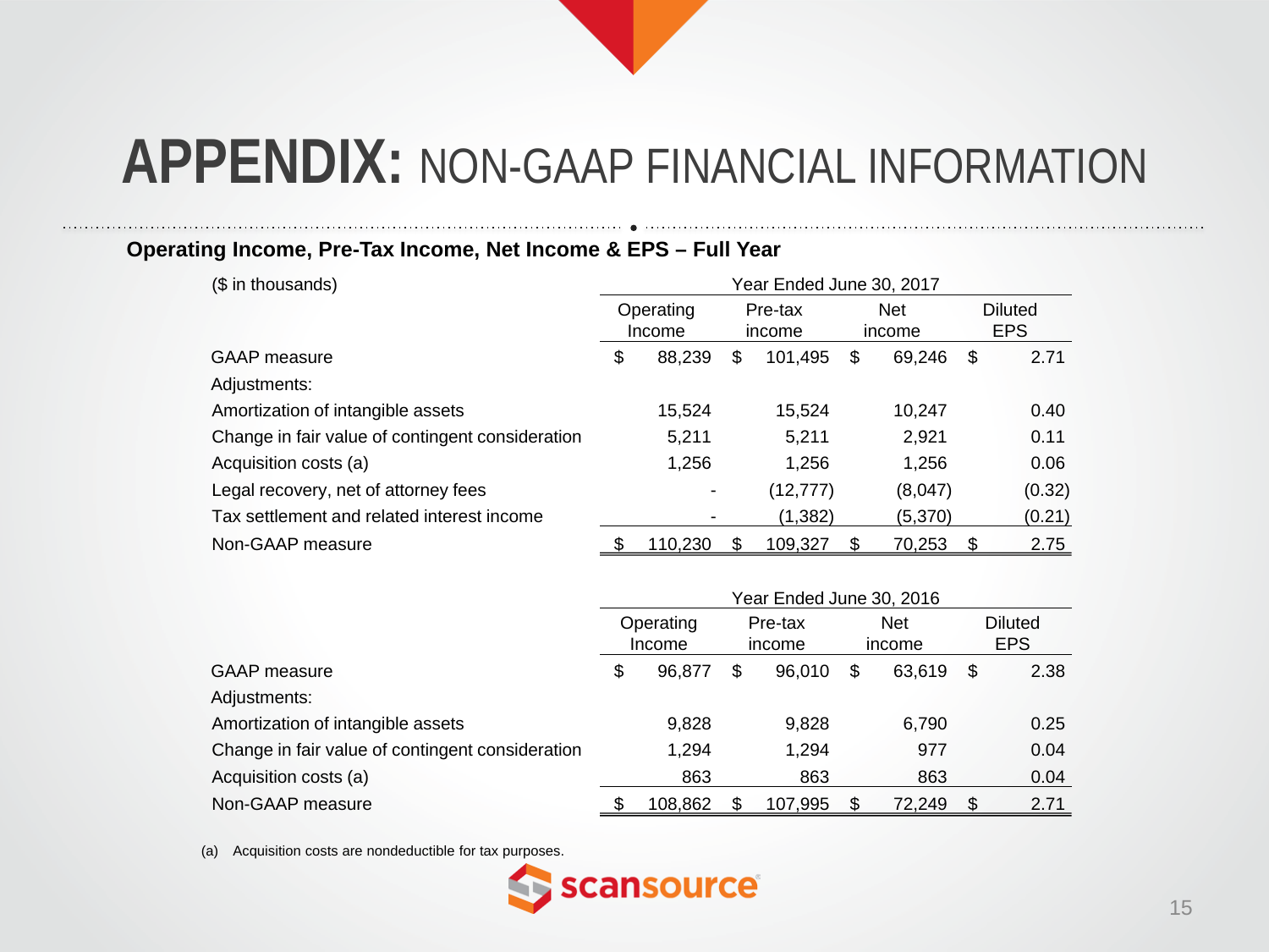# APPENDIX: NON-GAAP FINANCIAL INFORMATION

## Operating Income, Pre-Tax Income, Net Income & EPS – Full Year

| ($ in thousands) | Year Ended June 30, 2017 | | | |
|---|---|---|---|---|
| | Operating Income | Pre-tax income | Net income | Diluted EPS |
| GAAP measure | $ 88,239 | $ 101,495 | $ 69,246 | $ 2.71 |
| Adjustments: | | | | |
| Amortization of intangible assets | 15,524 | 15,524 | 10,247 | 0.40 |
| Change in fair value of contingent consideration | 5,211 | 5,211 | 2,921 | 0.11 |
| Acquisition costs (a) | 1,256 | 1,256 | 1,256 | 0.06 |
| Legal recovery, net of attorney fees | - | (12,777) | (8,047) | (0.32) |
| Tax settlement and related interest income | - | (1,382) | (5,370) | (0.21) |
| Non-GAAP measure | $ 110,230 | $ 109,327 | $ 70,253 | $ 2.75 |

| | Year Ended June 30, 2016 | | | |
|---|---|---|---|---|
| | Operating Income | Pre-tax income | Net income | Diluted EPS |
| GAAP measure | $ 96,877 | $ 96,010 | $ 63,619 | $ 2.38 |
| Adjustments: | | | | |
| Amortization of intangible assets | 9,828 | 9,828 | 6,790 | 0.25 |
| Change in fair value of contingent consideration | 1,294 | 1,294 | 977 | 0.04 |
| Acquisition costs (a) | 863 | 863 | 863 | 0.04 |
| Non-GAAP measure | $ 108,862 | $ 107,995 | $ 72,249 | $ 2.71 |

(a) Acquisition costs are nondeductible for tax purposes.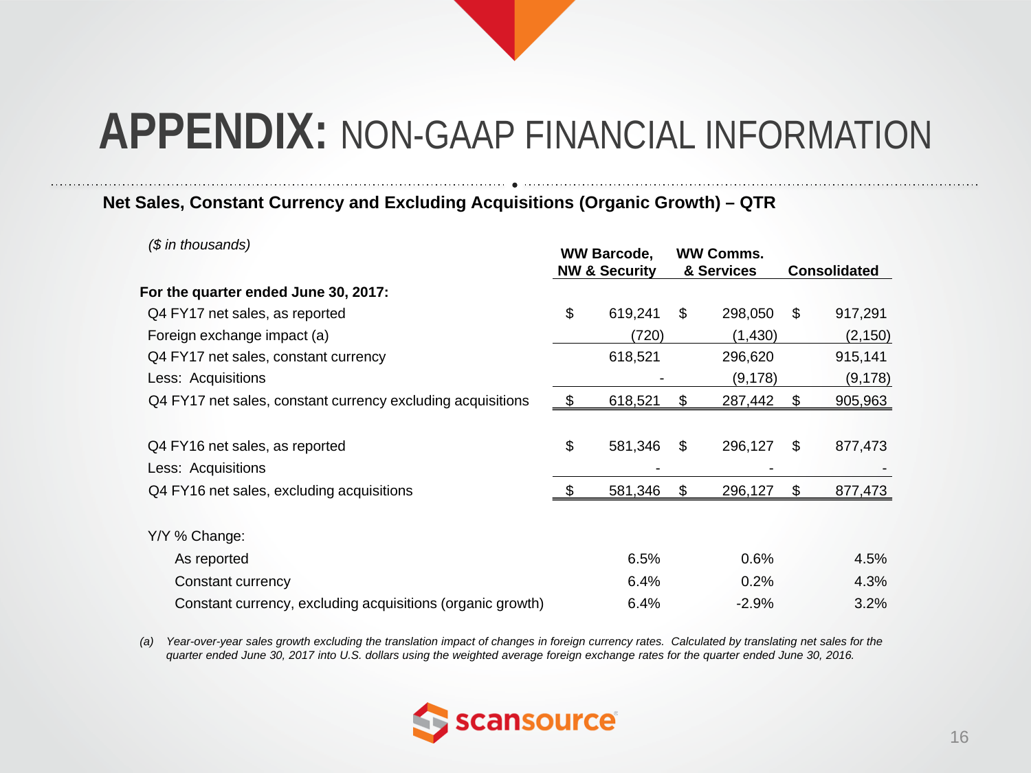# **APPENDIX:** NON-GAAP FINANCIAL INFORMATION

**Net Sales, Constant Currency and Excluding Acquisitions (Organic Growth) – QTR**

| *($ in thousands)* | WW Barcode, NW & Security | WW Comms. & Services | Consolidated |
|---|---|---|---|
| **For the quarter ended June 30, 2017:** | | | |
| Q4 FY17 net sales, as reported | $ 619,241 | $ 298,050 | $ 917,291 |
| Foreign exchange impact (a) | (720) | (1,430) | (2,150) |
| Q4 FY17 net sales, constant currency | 618,521 | 296,620 | 915,141 |
| Less: Acquisitions | - | (9,178) | (9,178) |
| Q4 FY17 net sales, constant currency excluding acquisitions | $ 618,521 | $ 287,442 | $ 905,963 |
| | | | |
| Q4 FY16 net sales, as reported | $ 581,346 | $ 296,127 | $ 877,473 |
| Less: Acquisitions | - | - | - |
| Q4 FY16 net sales, excluding acquisitions | $ 581,346 | $ 296,127 | $ 877,473 |
| | | | |
| Y/Y % Change: | | | |
| As reported | 6.5% | 0.6% | 4.5% |
| Constant currency | 6.4% | 0.2% | 4.3% |
| Constant currency, excluding acquisitions (organic growth) | 6.4% | -2.9% | 3.2% |

*(a) Year-over-year sales growth excluding the translation impact of changes in foreign currency rates. Calculated by translating net sales for the quarter ended June 30, 2017 into U.S. dollars using the weighted average foreign exchange rates for the quarter ended June 30, 2016.*

scansource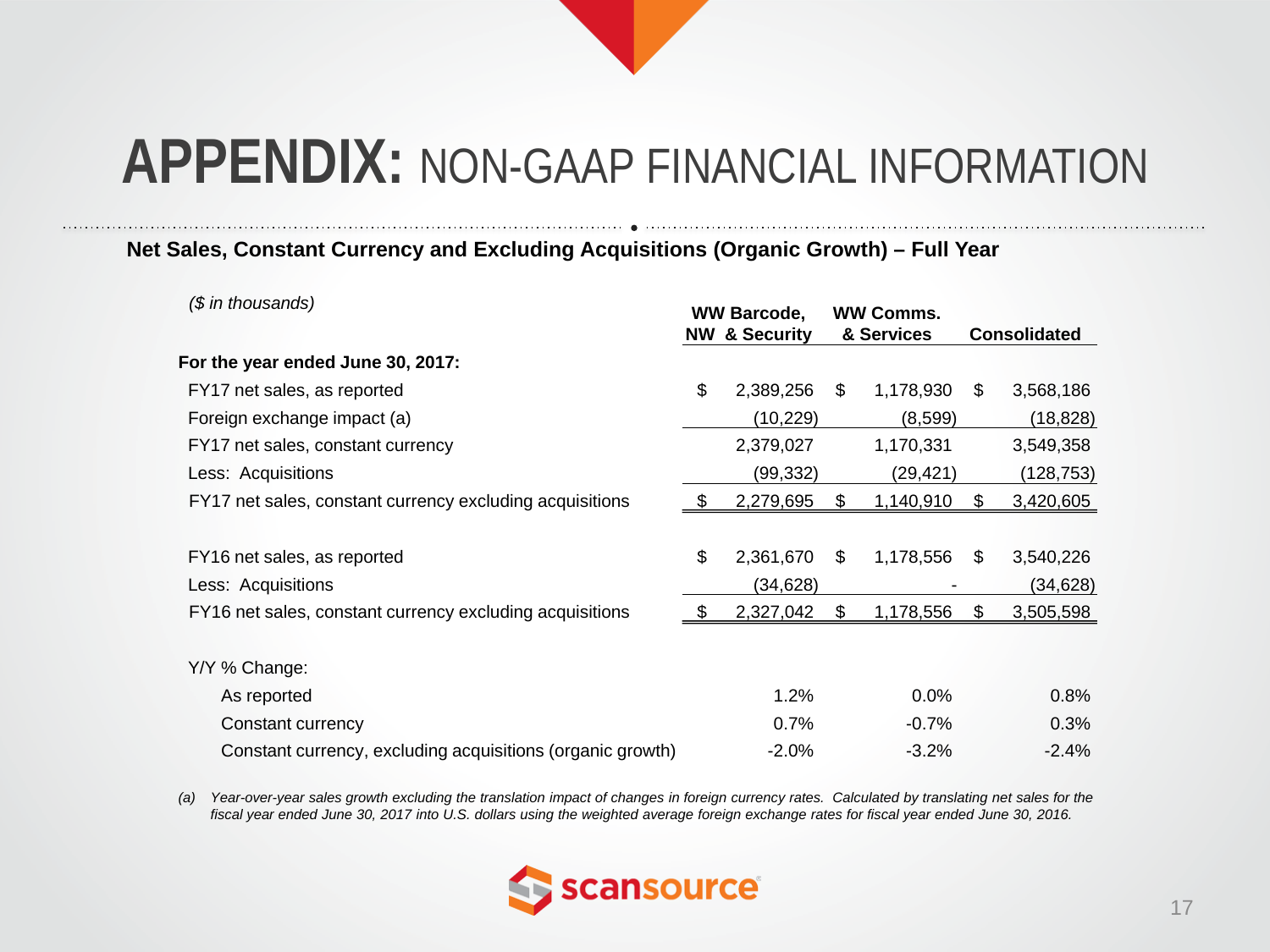# **APPENDIX:** NON-GAAP FINANCIAL INFORMATION

**Net Sales, Constant Currency and Excluding Acquisitions (Organic Growth) – Full Year**

| *($ in thousands)* | WW Barcode, NW & Security | WW Comms. & Services | Consolidated |
|---|---|---|---|
| **For the year ended June 30, 2017:** | | | |
| FY17 net sales, as reported | $ 2,389,256 | $ 1,178,930 | $ 3,568,186 |
| Foreign exchange impact (a) | (10,229) | (8,599) | (18,828) |
| FY17 net sales, constant currency | 2,379,027 | 1,170,331 | 3,549,358 |
| Less: Acquisitions | (99,332) | (29,421) | (128,753) |
| FY17 net sales, constant currency excluding acquisitions | $ 2,279,695 | $ 1,140,910 | $ 3,420,605 |
| | | | |
| FY16 net sales, as reported | $ 2,361,670 | $ 1,178,556 | $ 3,540,226 |
| Less: Acquisitions | (34,628) | - | (34,628) |
| FY16 net sales, constant currency excluding acquisitions | $ 2,327,042 | $ 1,178,556 | $ 3,505,598 |
| | | | |
| Y/Y % Change: | | | |
| As reported | 1.2% | 0.0% | 0.8% |
| Constant currency | 0.7% | -0.7% | 0.3% |
| Constant currency, excluding acquisitions (organic growth) | -2.0% | -3.2% | -2.4% |

(a) *Year-over-year sales growth excluding the translation impact of changes in foreign currency rates. Calculated by translating net sales for the fiscal year ended June 30, 2017 into U.S. dollars using the weighted average foreign exchange rates for fiscal year ended June 30, 2016.*

scansource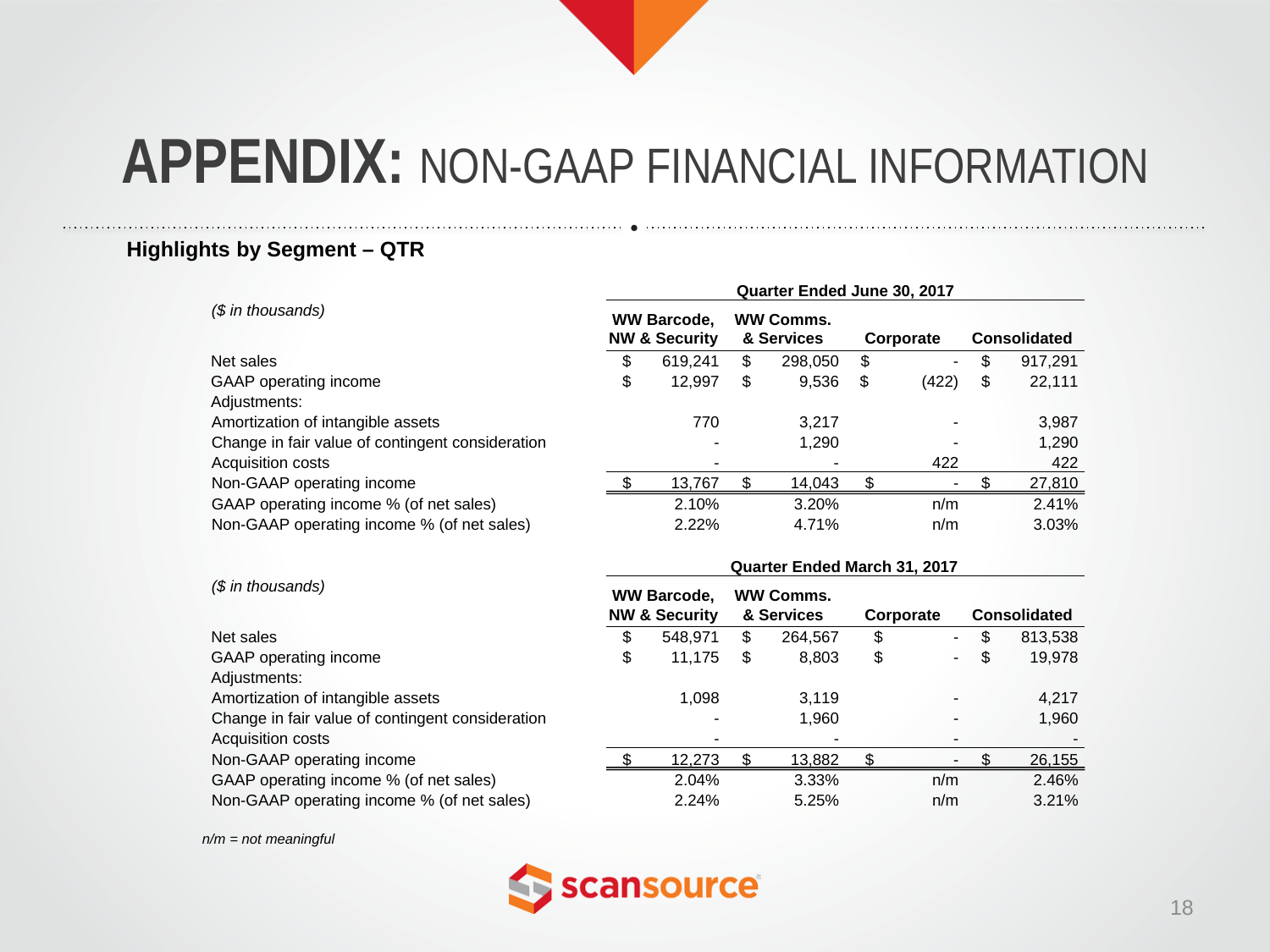# APPENDIX: NON-GAAP FINANCIAL INFORMATION

**Highlights by Segment – QTR**

| *($ in thousands)* | Quarter Ended June 30, 2017 | | | |
|---|---|---|---|---|
| | WW Barcode, NW & Security | WW Comms. & Services | Corporate | Consolidated |
| Net sales | $ 619,241 | $ 298,050 | $ - | $ 917,291 |
| GAAP operating income | $ 12,997 | $ 9,536 | $ (422) | $ 22,111 |
| Adjustments: | | | | |
| Amortization of intangible assets | 770 | 3,217 | - | 3,987 |
| Change in fair value of contingent consideration | - | 1,290 | - | 1,290 |
| Acquisition costs | - | - | 422 | 422 |
| Non-GAAP operating income | $ 13,767 | $ 14,043 | $ - | $ 27,810 |
| GAAP operating income % (of net sales) | 2.10% | 3.20% | n/m | 2.41% |
| Non-GAAP operating income % (of net sales) | 2.22% | 4.71% | n/m | 3.03% |

| *($ in thousands)* | Quarter Ended March 31, 2017 | | | |
|---|---|---|---|---|
| | WW Barcode, NW & Security | WW Comms. & Services | Corporate | Consolidated |
| Net sales | $ 548,971 | $ 264,567 | $ - | $ 813,538 |
| GAAP operating income | $ 11,175 | $ 8,803 | $ - | $ 19,978 |
| Adjustments: | | | | |
| Amortization of intangible assets | 1,098 | 3,119 | - | 4,217 |
| Change in fair value of contingent consideration | - | 1,960 | - | 1,960 |
| Acquisition costs | - | - | - | - |
| Non-GAAP operating income | $ 12,273 | $ 13,882 | $ - | $ 26,155 |
| GAAP operating income % (of net sales) | 2.04% | 3.33% | n/m | 2.46% |
| Non-GAAP operating income % (of net sales) | 2.24% | 5.25% | n/m | 3.21% |

*n/m = not meaningful*

scansource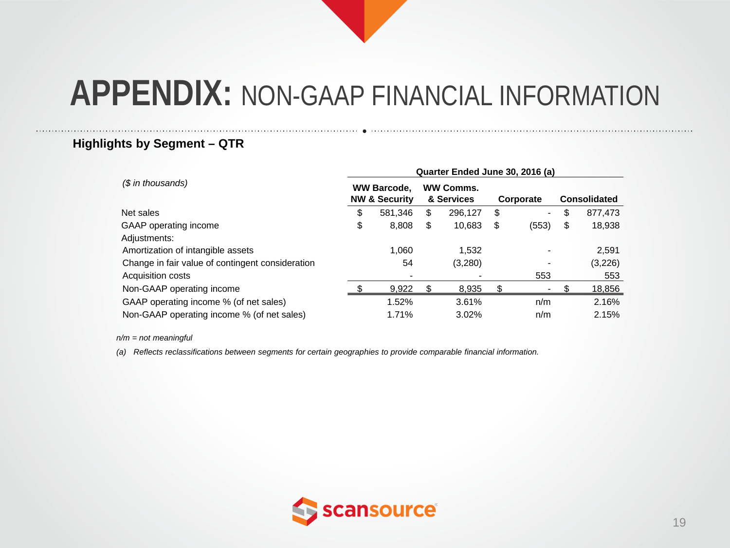# APPENDIX: NON-GAAP FINANCIAL INFORMATION

**Highlights by Segment – QTR**

| *($ in thousands)* | Quarter Ended June 30, 2016 (a) | | | |
|---|---|---|---|---|
| | WW Barcode, NW & Security | WW Comms. & Services | Corporate | Consolidated |
| Net sales | $ 581,346 | $ 296,127 | $ - | $ 877,473 |
| GAAP operating income | $ 8,808 | $ 10,683 | $ (553) | $ 18,938 |
| Adjustments: | | | | |
| Amortization of intangible assets | 1,060 | 1,532 | - | 2,591 |
| Change in fair value of contingent consideration | 54 | (3,280) | - | (3,226) |
| Acquisition costs | - | - | 553 | 553 |
| Non-GAAP operating income | $ 9,922 | $ 8,935 | $ - | $ 18,856 |
| GAAP operating income % (of net sales) | 1.52% | 3.61% | n/m | 2.16% |
| Non-GAAP operating income % (of net sales) | 1.71% | 3.02% | n/m | 2.15% |

*n/m = not meaningful*

*(a) Reflects reclassifications between segments for certain geographies to provide comparable financial information.*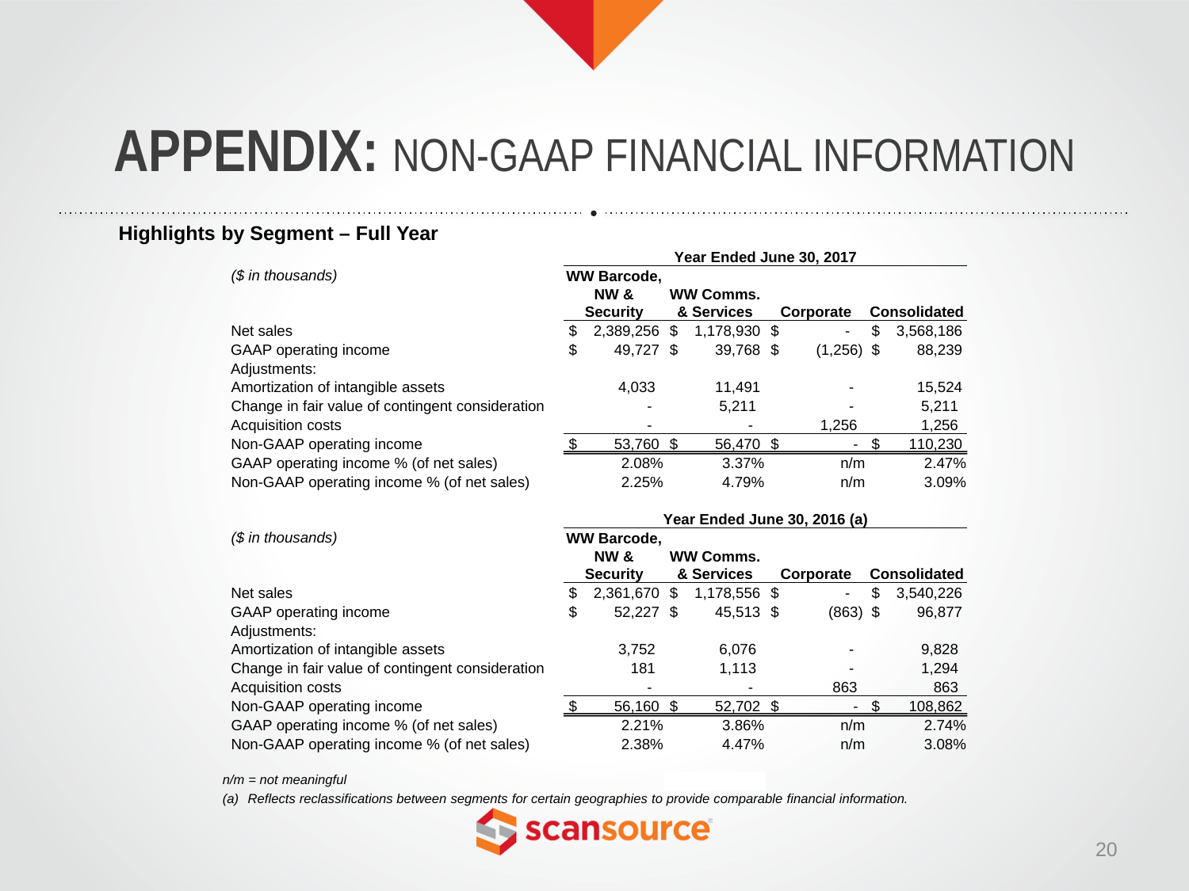# APPENDIX: NON-GAAP FINANCIAL INFORMATION

### Highlights by Segment – Full Year

| ($ in thousands) | Year Ended June 30, 2017 | | | |
|---|---|---|---|---|
| | WW Barcode, NW & Security | WW Comms. & Services | Corporate | Consolidated |
| Net sales | $ 2,389,256 | $ 1,178,930 | $ - | $ 3,568,186 |
| GAAP operating income | $ 49,727 | $ 39,768 | $ (1,256) | $ 88,239 |
| Adjustments: | | | | |
| Amortization of intangible assets | 4,033 | 11,491 | - | 15,524 |
| Change in fair value of contingent consideration | - | 5,211 | - | 5,211 |
| Acquisition costs | - | - | 1,256 | 1,256 |
| Non-GAAP operating income | $ 53,760 | $ 56,470 | $ - | $ 110,230 |
| GAAP operating income % (of net sales) | 2.08% | 3.37% | n/m | 2.47% |
| Non-GAAP operating income % (of net sales) | 2.25% | 4.79% | n/m | 3.09% |

| ($ in thousands) | Year Ended June 30, 2016 (a) | | | |
|---|---|---|---|---|
| | WW Barcode, NW & Security | WW Comms. & Services | Corporate | Consolidated |
| Net sales | $ 2,361,670 | $ 1,178,556 | $ - | $ 3,540,226 |
| GAAP operating income | $ 52,227 | $ 45,513 | $ (863) | $ 96,877 |
| Adjustments: | | | | |
| Amortization of intangible assets | 3,752 | 6,076 | - | 9,828 |
| Change in fair value of contingent consideration | 181 | 1,113 | - | 1,294 |
| Acquisition costs | - | - | 863 | 863 |
| Non-GAAP operating income | $ 56,160 | $ 52,702 | $ - | $ 108,862 |
| GAAP operating income % (of net sales) | 2.21% | 3.86% | n/m | 2.74% |
| Non-GAAP operating income % (of net sales) | 2.38% | 4.47% | n/m | 3.08% |

*n/m = not meaningful*

*(a) Reflects reclassifications between segments for certain geographies to provide comparable financial information.*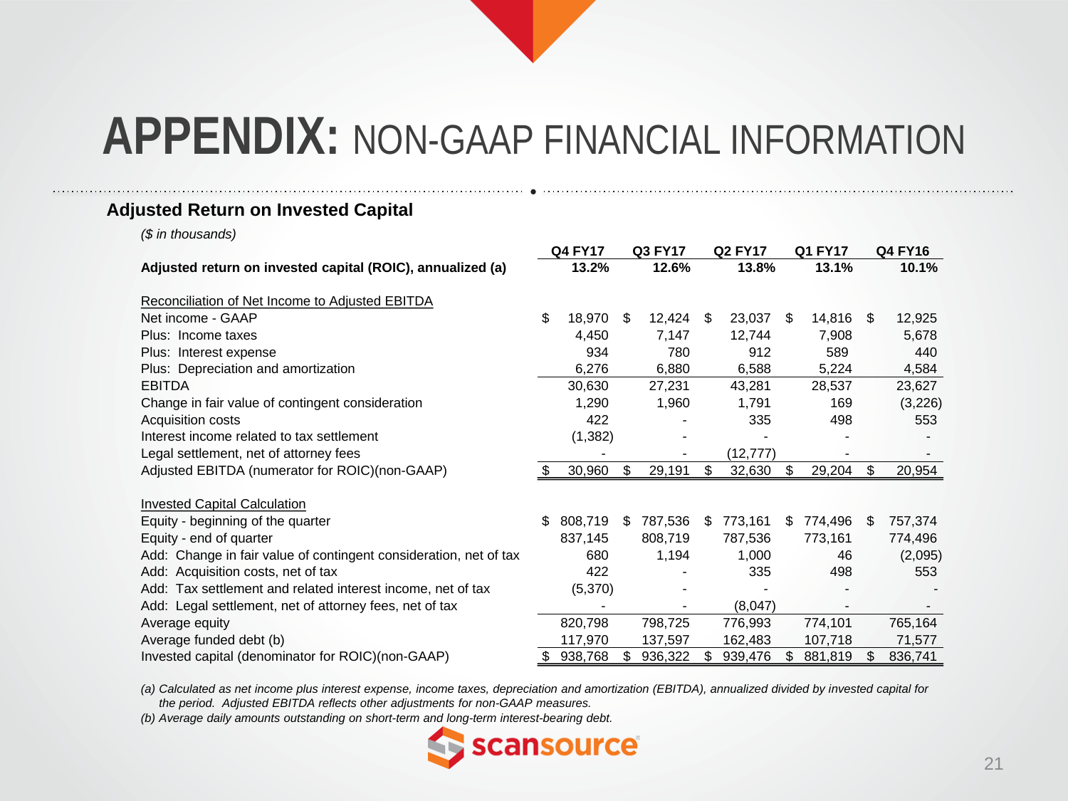# APPENDIX: NON-GAAP FINANCIAL INFORMATION

## Adjusted Return on Invested Capital

*($ in thousands)*

| | Q4 FY17 | Q3 FY17 | Q2 FY17 | Q1 FY17 | Q4 FY16 |
|---|---|---|---|---|---|
| **Adjusted return on invested capital (ROIC), annualized (a)** | **13.2%** | **12.6%** | **13.8%** | **13.1%** | **10.1%** |
| | | | | | |
| Reconciliation of Net Income to Adjusted EBITDA | | | | | |
| Net income - GAAP | $ 18,970 | $ 12,424 | $ 23,037 | $ 14,816 | $ 12,925 |
| Plus: Income taxes | 4,450 | 7,147 | 12,744 | 7,908 | 5,678 |
| Plus: Interest expense | 934 | 780 | 912 | 589 | 440 |
| Plus: Depreciation and amortization | 6,276 | 6,880 | 6,588 | 5,224 | 4,584 |
| EBITDA | 30,630 | 27,231 | 43,281 | 28,537 | 23,627 |
| Change in fair value of contingent consideration | 1,290 | 1,960 | 1,791 | 169 | (3,226) |
| Acquisition costs | 422 | - | 335 | 498 | 553 |
| Interest income related to tax settlement | (1,382) | - | - | - | - |
| Legal settlement, net of attorney fees | - | - | (12,777) | - | - |
| Adjusted EBITDA (numerator for ROIC)(non-GAAP) | $ 30,960 | $ 29,191 | $ 32,630 | $ 29,204 | $ 20,954 |
| | | | | | |
| Invested Capital Calculation | | | | | |
| Equity - beginning of the quarter | $ 808,719 | $ 787,536 | $ 773,161 | $ 774,496 | $ 757,374 |
| Equity - end of quarter | 837,145 | 808,719 | 787,536 | 773,161 | 774,496 |
| Add: Change in fair value of contingent consideration, net of tax | 680 | 1,194 | 1,000 | 46 | (2,095) |
| Add: Acquisition costs, net of tax | 422 | - | 335 | 498 | 553 |
| Add: Tax settlement and related interest income, net of tax | (5,370) | - | - | - | - |
| Add: Legal settlement, net of attorney fees, net of tax | - | - | (8,047) | - | - |
| Average equity | 820,798 | 798,725 | 776,993 | 774,101 | 765,164 |
| Average funded debt (b) | 117,970 | 137,597 | 162,483 | 107,718 | 71,577 |
| Invested capital (denominator for ROIC)(non-GAAP) | $ 938,768 | $ 936,322 | $ 939,476 | $ 881,819 | $ 836,741 |

*(a) Calculated as net income plus interest expense, income taxes, depreciation and amortization (EBITDA), annualized divided by invested capital for the period. Adjusted EBITDA reflects other adjustments for non-GAAP measures.*

*(b) Average daily amounts outstanding on short-term and long-term interest-bearing debt.*

scansource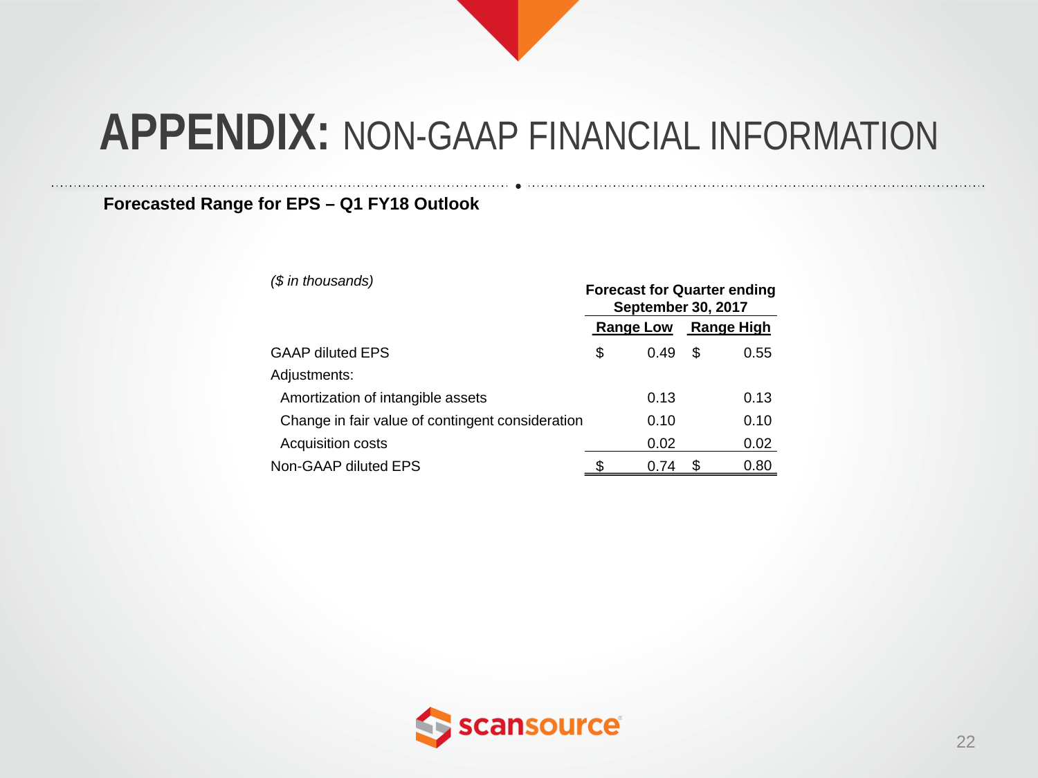# APPENDIX: NON-GAAP FINANCIAL INFORMATION

**Forecasted Range for EPS – Q1 FY18 Outlook**

| *($ in thousands)* | Forecast for Quarter ending September 30, 2017 | |
|---|---|---|
| | Range Low | Range High |
| GAAP diluted EPS | $ 0.49 | $ 0.55 |
| Adjustments: | | |
| Amortization of intangible assets | 0.13 | 0.13 |
| Change in fair value of contingent consideration | 0.10 | 0.10 |
| Acquisition costs | 0.02 | 0.02 |
| Non-GAAP diluted EPS | $ 0.74 | $ 0.80 |

scansource